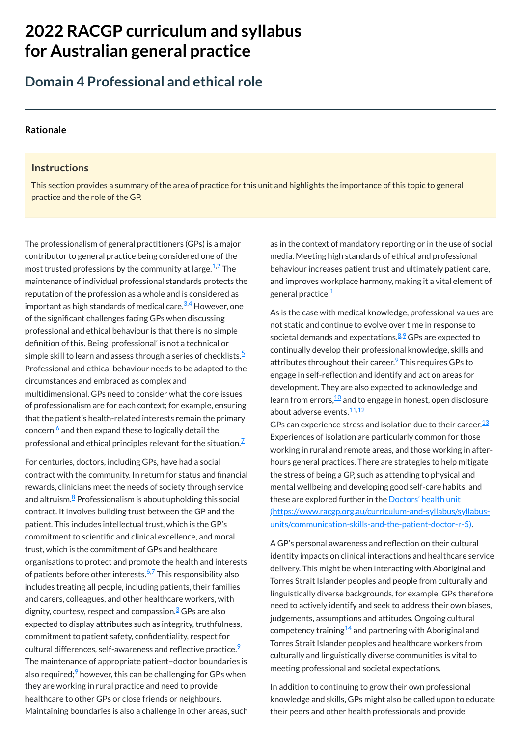# 2022 RACGP curriculum and syllabus for Australian general practice

## Domain 4 Professional and ethical role

### Rationale

#### Instructions

This section provides a summary of the area of practice for this unit and highlights the importance of this topic to general practice and the role of the GP.

The professionalism of general practitioners (GPs) is a major contributor to general practice being considered one of the most trusted professions by the community at large.[1,2] The maintenance of individual professional standards protects the reputation of the profession as a whole and is considered as important as high standards of medical care.[3,4] However, one of the significant challenges facing GPs when discussing professional and ethical behaviour is that there is no simple definition of this. Being 'professional' is not a technical or simple skill to learn and assess through a series of checklists.[5] Professional and ethical behaviour needs to be adapted to the circumstances and embraced as complex and multidimensional. GPs need to consider what the core issues of professionalism are for each context; for example, ensuring that the patient's health-related interests remain the primary concern,[6] and then expand these to logically detail the professional and ethical principles relevant for the situation.[7]

For centuries, doctors, including GPs, have had a social contract with the community. In return for status and financial rewards, clinicians meet the needs of society through service and altruism.[8] Professionalism is about upholding this social contract. It involves building trust between the GP and the patient. This includes intellectual trust, which is the GP's commitment to scientific and clinical excellence, and moral trust, which is the commitment of GPs and healthcare organisations to protect and promote the health and interests of patients before other interests.[6,7] This responsibility also includes treating all people, including patients, their families and carers, colleagues, and other healthcare workers, with dignity, courtesy, respect and compassion.[3] GPs are also expected to display attributes such as integrity, truthfulness, commitment to patient safety, confidentiality, respect for cultural differences, self-awareness and reflective practice.[9] The maintenance of appropriate patient–doctor boundaries is also required;[9] however, this can be challenging for GPs when they are working in rural practice and need to provide healthcare to other GPs or close friends or neighbours. Maintaining boundaries is also a challenge in other areas, such as in the context of mandatory reporting or in the use of social media. Meeting high standards of ethical and professional behaviour increases patient trust and ultimately patient care, and improves workplace harmony, making it a vital element of general practice.[1]

As is the case with medical knowledge, professional values are not static and continue to evolve over time in response to societal demands and expectations.[8,9] GPs are expected to continually develop their professional knowledge, skills and attributes throughout their career.[9] This requires GPs to engage in self-reflection and identify and act on areas for development. They are also expected to acknowledge and learn from errors,[10] and to engage in honest, open disclosure about adverse events.[11,12]

GPs can experience stress and isolation due to their career.[13] Experiences of isolation are particularly common for those working in rural and remote areas, and those working in after-hours general practices. There are strategies to help mitigate the stress of being a GP, such as attending to physical and mental wellbeing and developing good self-care habits, and these are explored further in the [Doctors' health unit (https://www.racgp.org.au/curriculum-and-syllabus/syllabus-units/communication-skills-and-the-patient-doctor-r-5)](https://www.racgp.org.au/curriculum-and-syllabus/syllabus-units/communication-skills-and-the-patient-doctor-r-5).

A GP's personal awareness and reflection on their cultural identity impacts on clinical interactions and healthcare service delivery. This might be when interacting with Aboriginal and Torres Strait Islander peoples and people from culturally and linguistically diverse backgrounds, for example. GPs therefore need to actively identify and seek to address their own biases, judgements, assumptions and attitudes. Ongoing cultural competency training[14] and partnering with Aboriginal and Torres Strait Islander peoples and healthcare workers from culturally and linguistically diverse communities is vital to meeting professional and societal expectations.

In addition to continuing to grow their own professional knowledge and skills, GPs might also be called upon to educate their peers and other health professionals and provide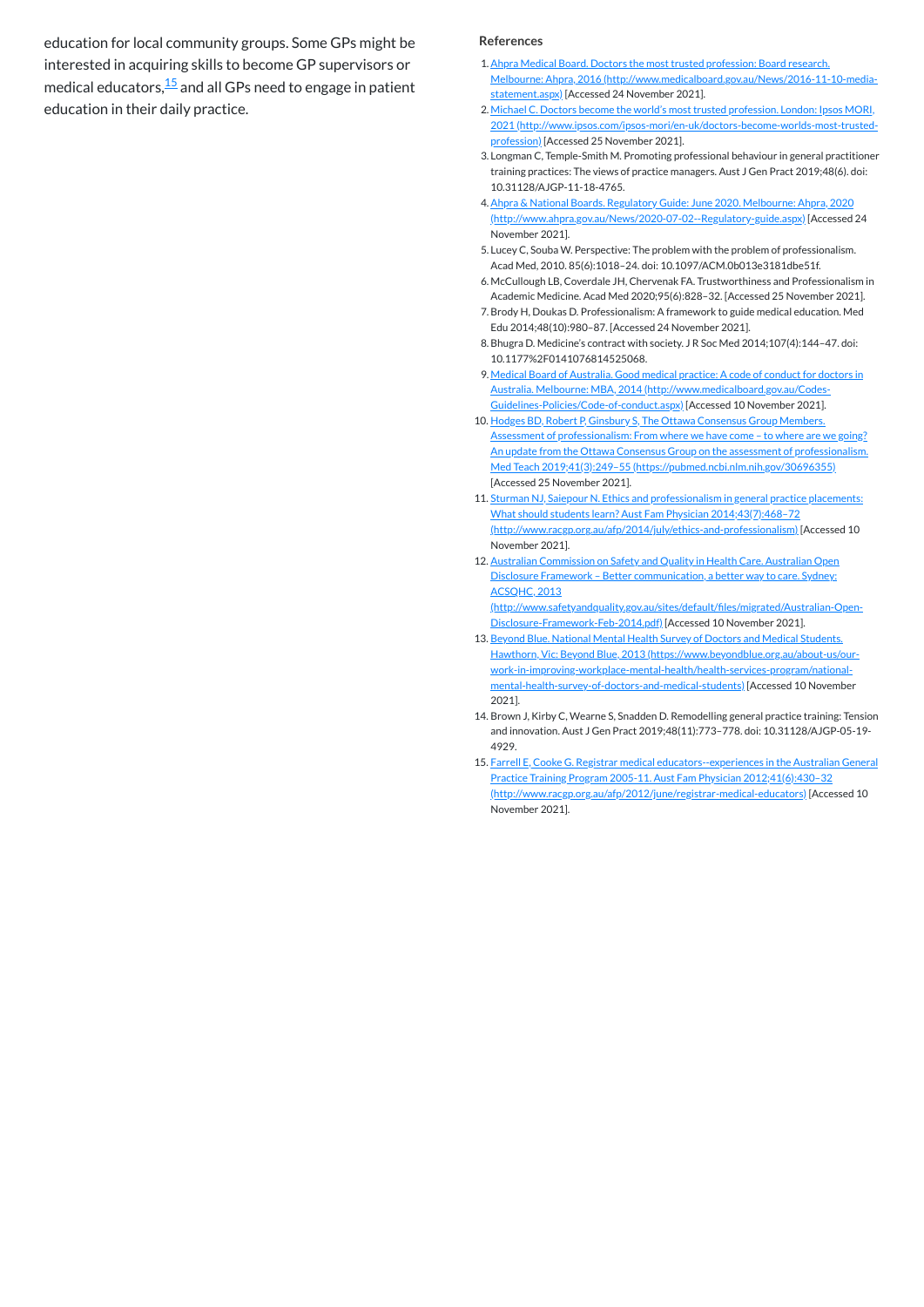education for local community groups. Some GPs might be interested in acquiring skills to become GP supervisors or medical educators,[15] and all GPs need to engage in patient education in their daily practice.

## References

1. Ahpra Medical Board. Doctors the most trusted profession: Board research. Melbourne: Ahpra, 2016 (http://www.medicalboard.gov.au/News/2016-11-10-media-statement.aspx) [Accessed 24 November 2021].
2. Michael C. Doctors become the world's most trusted profession. London: Ipsos MORI, 2021 (http://www.ipsos.com/ipsos-mori/en-uk/doctors-become-worlds-most-trusted-profession) [Accessed 25 November 2021].
3. Longman C, Temple-Smith M. Promoting professional behaviour in general practitioner training practices: The views of practice managers. Aust J Gen Pract 2019;48(6). doi: 10.31128/AJGP-11-18-4765.
4. Ahpra & National Boards. Regulatory Guide: June 2020. Melbourne: Ahpra, 2020 (http://www.ahpra.gov.au/News/2020-07-02--Regulatory-guide.aspx) [Accessed 24 November 2021].
5. Lucey C, Souba W. Perspective: The problem with the problem of professionalism. Acad Med, 2010. 85(6):1018–24. doi: 10.1097/ACM.0b013e3181dbe51f.
6. McCullough LB, Coverdale JH, Chervenak FA. Trustworthiness and Professionalism in Academic Medicine. Acad Med 2020;95(6):828–32. [Accessed 25 November 2021].
7. Brody H, Doukas D. Professionalism: A framework to guide medical education. Med Edu 2014;48(10):980–87. [Accessed 24 November 2021].
8. Bhugra D. Medicine's contract with society. J R Soc Med 2014;107(4):144–47. doi: 10.1177%2F0141076814525068.
9. Medical Board of Australia. Good medical practice: A code of conduct for doctors in Australia. Melbourne: MBA, 2014 (http://www.medicalboard.gov.au/Codes-Guidelines-Policies/Code-of-conduct.aspx) [Accessed 10 November 2021].
10. Hodges BD, Robert P, Ginsbury S, The Ottawa Consensus Group Members. Assessment of professionalism: From where we have come – to where are we going? An update from the Ottawa Consensus Group on the assessment of professionalism. Med Teach 2019;41(3):249–55 (https://pubmed.ncbi.nlm.nih.gov/30696355) [Accessed 25 November 2021].
11. Sturman NJ, Saiepour N. Ethics and professionalism in general practice placements: What should students learn? Aust Fam Physician 2014;43(7):468–72 (http://www.racgp.org.au/afp/2014/july/ethics-and-professionalism) [Accessed 10 November 2021].
12. Australian Commission on Safety and Quality in Health Care. Australian Open Disclosure Framework – Better communication, a better way to care. Sydney: ACSQHC, 2013 (http://www.safetyandquality.gov.au/sites/default/files/migrated/Australian-Open-Disclosure-Framework-Feb-2014.pdf) [Accessed 10 November 2021].
13. Beyond Blue. National Mental Health Survey of Doctors and Medical Students. Hawthorn, Vic: Beyond Blue, 2013 (https://www.beyondblue.org.au/about-us/our-work-in-improving-workplace-mental-health/health-services-program/national-mental-health-survey-of-doctors-and-medical-students) [Accessed 10 November 2021].
14. Brown J, Kirby C, Wearne S, Snadden D. Remodelling general practice training: Tension and innovation. Aust J Gen Pract 2019;48(11):773–778. doi: 10.31128/AJGP-05-19-4929.
15. Farrell E, Cooke G. Registrar medical educators--experiences in the Australian General Practice Training Program 2005-11. Aust Fam Physician 2012;41(6):430–32 (http://www.racgp.org.au/afp/2012/june/registrar-medical-educators) [Accessed 10 November 2021].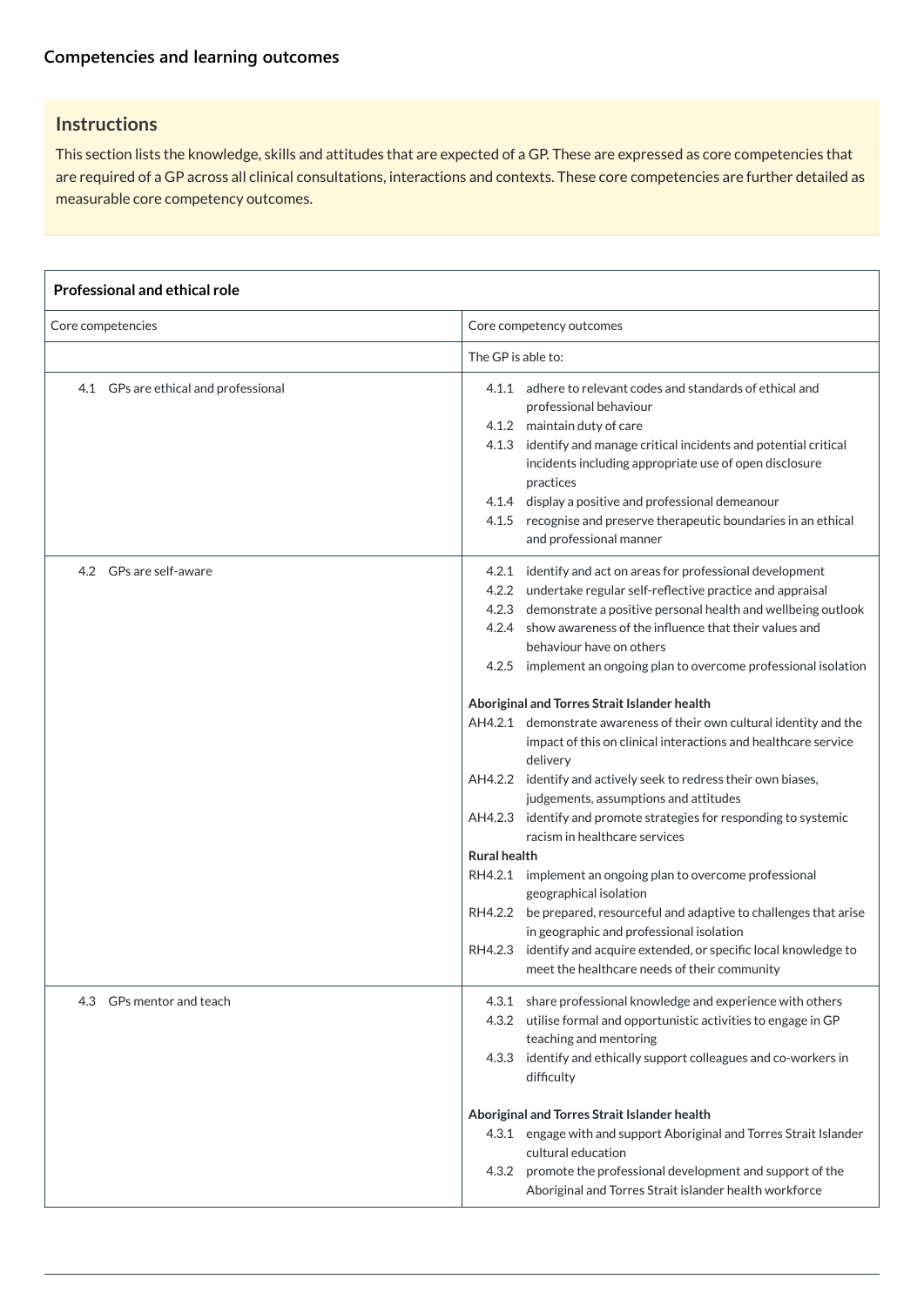## Competencies and learning outcomes

### Instructions

This section lists the knowledge, skills and attitudes that are expected of a GP. These are expressed as core competencies that are required of a GP across all clinical consultations, interactions and contexts. These core competencies are further detailed as measurable core competency outcomes.

| **Professional and ethical role** | |
|---|---|
| Core competencies | Core competency outcomes |
| | The GP is able to: |
| 4.1 GPs are ethical and professional | 4.1.1 adhere to relevant codes and standards of ethical and professional behaviour<br>4.1.2 maintain duty of care<br>4.1.3 identify and manage critical incidents and potential critical incidents including appropriate use of open disclosure practices<br>4.1.4 display a positive and professional demeanour<br>4.1.5 recognise and preserve therapeutic boundaries in an ethical and professional manner |
| 4.2 GPs are self-aware | 4.2.1 identify and act on areas for professional development<br>4.2.2 undertake regular self-reflective practice and appraisal<br>4.2.3 demonstrate a positive personal health and wellbeing outlook<br>4.2.4 show awareness of the influence that their values and behaviour have on others<br>4.2.5 implement an ongoing plan to overcome professional isolation<br><br>**Aboriginal and Torres Strait Islander health**<br>AH4.2.1 demonstrate awareness of their own cultural identity and the impact of this on clinical interactions and healthcare service delivery<br>AH4.2.2 identify and actively seek to redress their own biases, judgements, assumptions and attitudes<br>AH4.2.3 identify and promote strategies for responding to systemic racism in healthcare services<br>**Rural health**<br>RH4.2.1 implement an ongoing plan to overcome professional geographical isolation<br>RH4.2.2 be prepared, resourceful and adaptive to challenges that arise in geographic and professional isolation<br>RH4.2.3 identify and acquire extended, or specific local knowledge to meet the healthcare needs of their community |
| 4.3 GPs mentor and teach | 4.3.1 share professional knowledge and experience with others<br>4.3.2 utilise formal and opportunistic activities to engage in GP teaching and mentoring<br>4.3.3 identify and ethically support colleagues and co-workers in difficulty<br><br>**Aboriginal and Torres Strait Islander health**<br>4.3.1 engage with and support Aboriginal and Torres Strait Islander cultural education<br>4.3.2 promote the professional development and support of the Aboriginal and Torres Strait islander health workforce |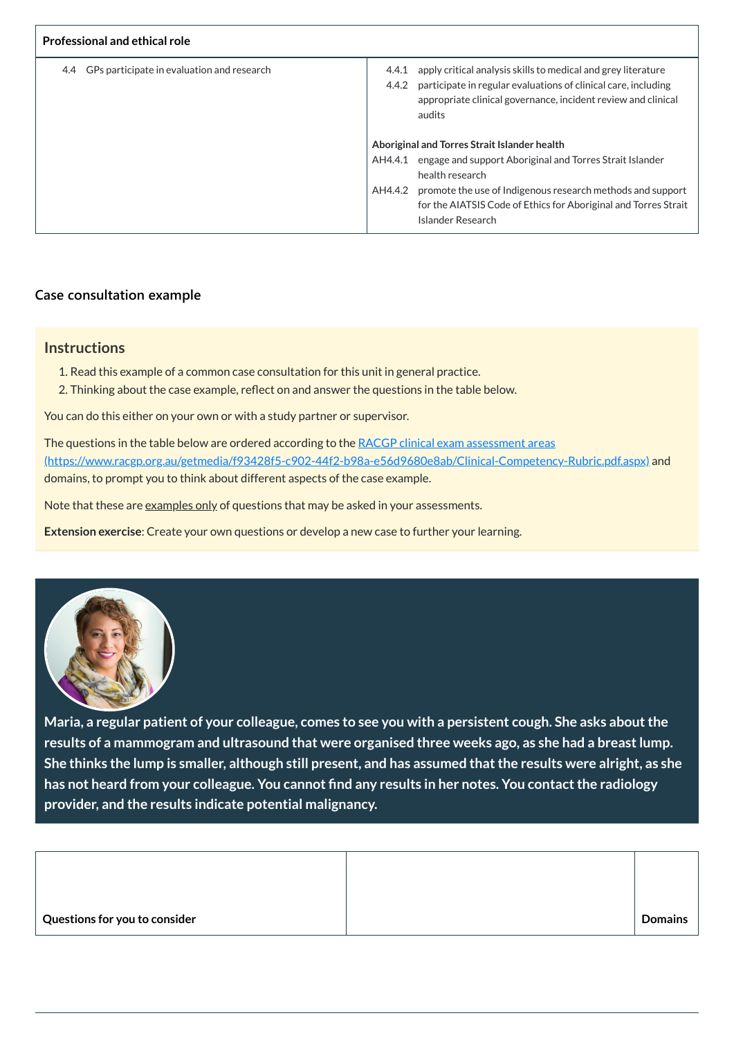| Professional and ethical role | |
|---|---|
| 4.4 GPs participate in evaluation and research | 4.4.1 apply critical analysis skills to medical and grey literature<br>4.4.2 participate in regular evaluations of clinical care, including appropriate clinical governance, incident review and clinical audits<br><br>**Aboriginal and Torres Strait Islander health**<br>AH4.4.1 engage and support Aboriginal and Torres Strait Islander health research<br>AH4.4.2 promote the use of Indigenous research methods and support for the AIATSIS Code of Ethics for Aboriginal and Torres Strait Islander Research |

## Case consultation example

### Instructions

1. Read this example of a common case consultation for this unit in general practice.
2. Thinking about the case example, reflect on and answer the questions in the table below.

You can do this either on your own or with a study partner or supervisor.

The questions in the table below are ordered according to the [RACGP clinical exam assessment areas (https://www.racgp.org.au/getmedia/f93428f5-c902-44f2-b98a-e56d9680e8ab/Clinical-Competency-Rubric.pdf.aspx)](https://www.racgp.org.au/getmedia/f93428f5-c902-44f2-b98a-e56d9680e8ab/Clinical-Competency-Rubric.pdf.aspx) and domains, to prompt you to think about different aspects of the case example.

Note that these are examples only of questions that may be asked in your assessments.

**Extension exercise**: Create your own questions or develop a new case to further your learning.

**Maria, a regular patient of your colleague, comes to see you with a persistent cough. She asks about the results of a mammogram and ultrasound that were organised three weeks ago, as she had a breast lump. She thinks the lump is smaller, although still present, and has assumed that the results were alright, as she has not heard from your colleague. You cannot find any results in her notes. You contact the radiology provider, and the results indicate potential malignancy.**

| Questions for you to consider | | Domains |
|---|---|---|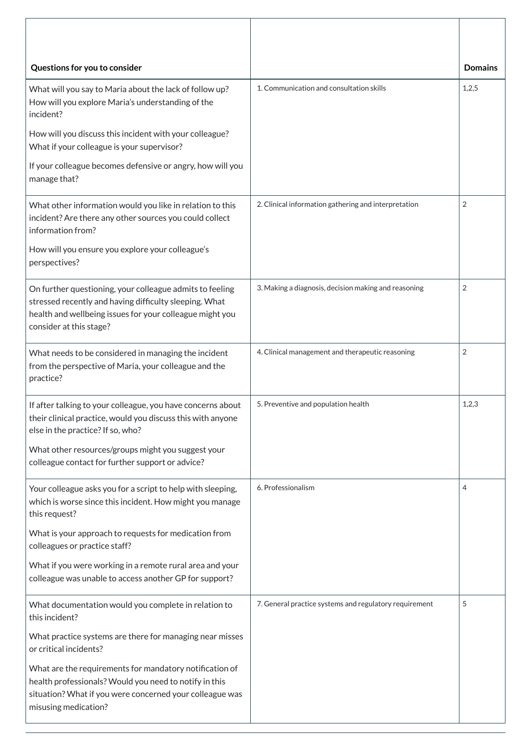| Questions for you to consider | | Domains |
|---|---|---|
| What will you say to Maria about the lack of follow up? How will you explore Maria's understanding of the incident?<br><br>How will you discuss this incident with your colleague? What if your colleague is your supervisor?<br><br>If your colleague becomes defensive or angry, how will you manage that? | 1. Communication and consultation skills | 1,2,5 |
| What other information would you like in relation to this incident? Are there any other sources you could collect information from?<br><br>How will you ensure you explore your colleague's perspectives? | 2. Clinical information gathering and interpretation | 2 |
| On further questioning, your colleague admits to feeling stressed recently and having difficulty sleeping. What health and wellbeing issues for your colleague might you consider at this stage? | 3. Making a diagnosis, decision making and reasoning | 2 |
| What needs to be considered in managing the incident from the perspective of Maria, your colleague and the practice? | 4. Clinical management and therapeutic reasoning | 2 |
| If after talking to your colleague, you have concerns about their clinical practice, would you discuss this with anyone else in the practice? If so, who?<br><br>What other resources/groups might you suggest your colleague contact for further support or advice? | 5. Preventive and population health | 1,2,3 |
| Your colleague asks you for a script to help with sleeping, which is worse since this incident. How might you manage this request?<br><br>What is your approach to requests for medication from colleagues or practice staff?<br><br>What if you were working in a remote rural area and your colleague was unable to access another GP for support? | 6. Professionalism | 4 |
| What documentation would you complete in relation to this incident?<br><br>What practice systems are there for managing near misses or critical incidents?<br><br>What are the requirements for mandatory notification of health professionals? Would you need to notify in this situation? What if you were concerned your colleague was misusing medication? | 7. General practice systems and regulatory requirement | 5 |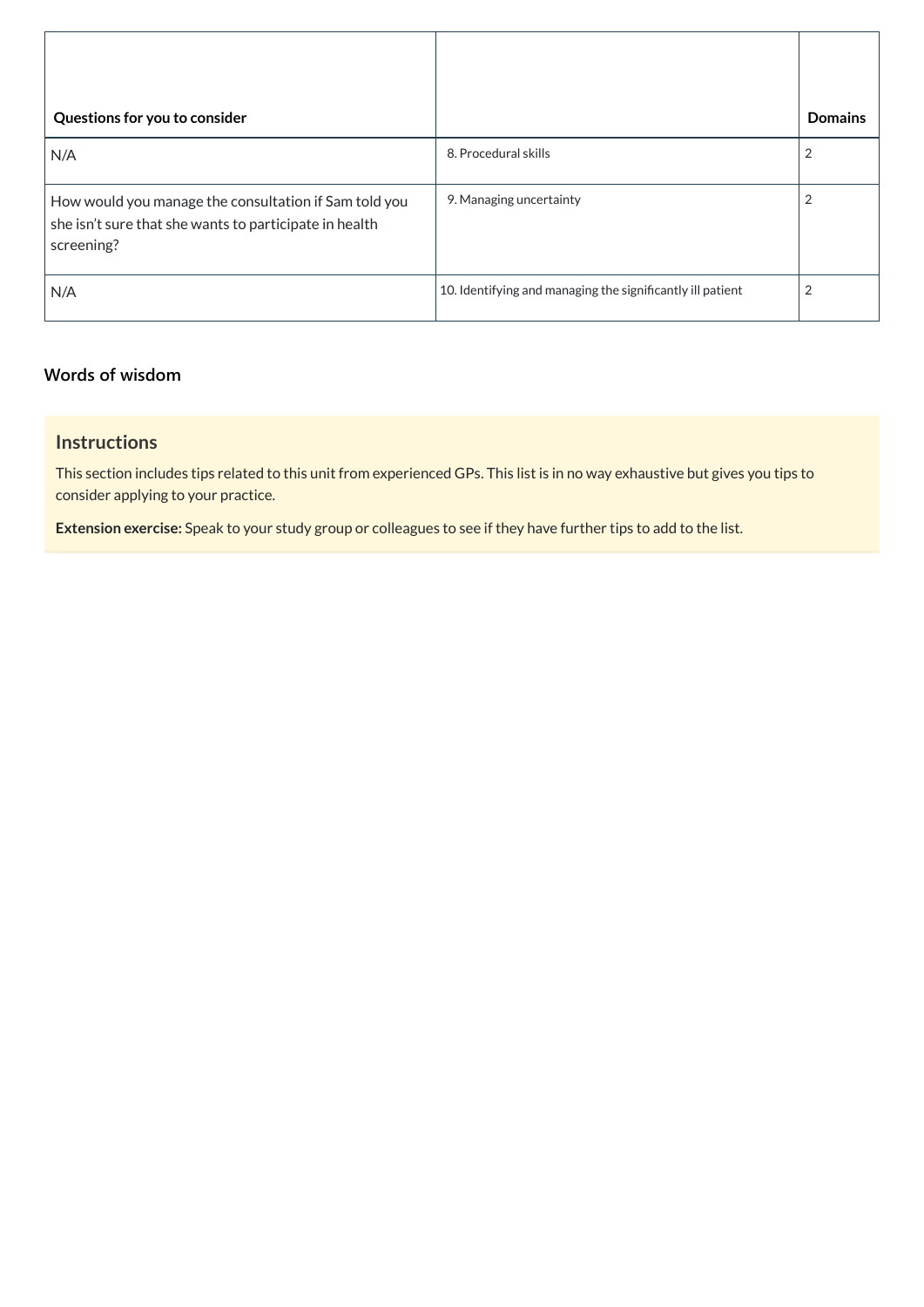| Questions for you to consider | | Domains |
|---|---|---|
| N/A | 8. Procedural skills | 2 |
| How would you manage the consultation if Sam told you she isn't sure that she wants to participate in health screening? | 9. Managing uncertainty | 2 |
| N/A | 10. Identifying and managing the significantly ill patient | 2 |

## Words of wisdom

### Instructions

This section includes tips related to this unit from experienced GPs. This list is in no way exhaustive but gives you tips to consider applying to your practice.

**Extension exercise:** Speak to your study group or colleagues to see if they have further tips to add to the list.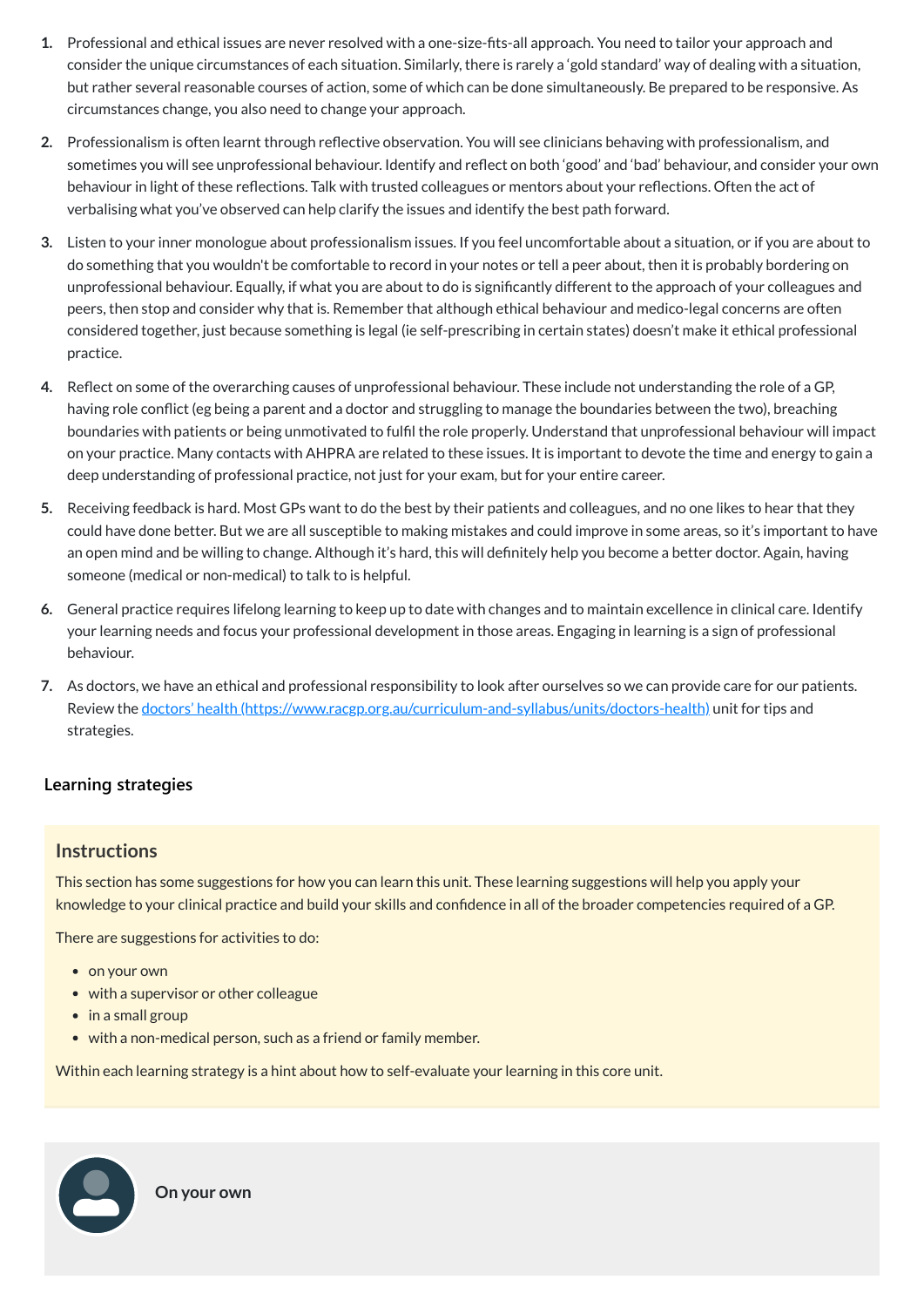1. Professional and ethical issues are never resolved with a one-size-fits-all approach. You need to tailor your approach and consider the unique circumstances of each situation. Similarly, there is rarely a 'gold standard' way of dealing with a situation, but rather several reasonable courses of action, some of which can be done simultaneously. Be prepared to be responsive. As circumstances change, you also need to change your approach.
2. Professionalism is often learnt through reflective observation. You will see clinicians behaving with professionalism, and sometimes you will see unprofessional behaviour. Identify and reflect on both 'good' and 'bad' behaviour, and consider your own behaviour in light of these reflections. Talk with trusted colleagues or mentors about your reflections. Often the act of verbalising what you've observed can help clarify the issues and identify the best path forward.
3. Listen to your inner monologue about professionalism issues. If you feel uncomfortable about a situation, or if you are about to do something that you wouldn't be comfortable to record in your notes or tell a peer about, then it is probably bordering on unprofessional behaviour. Equally, if what you are about to do is significantly different to the approach of your colleagues and peers, then stop and consider why that is. Remember that although ethical behaviour and medico-legal concerns are often considered together, just because something is legal (ie self-prescribing in certain states) doesn't make it ethical professional practice.
4. Reflect on some of the overarching causes of unprofessional behaviour. These include not understanding the role of a GP, having role conflict (eg being a parent and a doctor and struggling to manage the boundaries between the two), breaching boundaries with patients or being unmotivated to fulfil the role properly. Understand that unprofessional behaviour will impact on your practice. Many contacts with AHPRA are related to these issues. It is important to devote the time and energy to gain a deep understanding of professional practice, not just for your exam, but for your entire career.
5. Receiving feedback is hard. Most GPs want to do the best by their patients and colleagues, and no one likes to hear that they could have done better. But we are all susceptible to making mistakes and could improve in some areas, so it's important to have an open mind and be willing to change. Although it's hard, this will definitely help you become a better doctor. Again, having someone (medical or non-medical) to talk to is helpful.
6. General practice requires lifelong learning to keep up to date with changes and to maintain excellence in clinical care. Identify your learning needs and focus your professional development in those areas. Engaging in learning is a sign of professional behaviour.
7. As doctors, we have an ethical and professional responsibility to look after ourselves so we can provide care for our patients. Review the [doctors' health (https://www.racgp.org.au/curriculum-and-syllabus/units/doctors-health)](https://www.racgp.org.au/curriculum-and-syllabus/units/doctors-health) unit for tips and strategies.

## Learning strategies

### Instructions

This section has some suggestions for how you can learn this unit. These learning suggestions will help you apply your knowledge to your clinical practice and build your skills and confidence in all of the broader competencies required of a GP.

There are suggestions for activities to do:

- on your own
- with a supervisor or other colleague
- in a small group
- with a non-medical person, such as a friend or family member.

Within each learning strategy is a hint about how to self-evaluate your learning in this core unit.

### On your own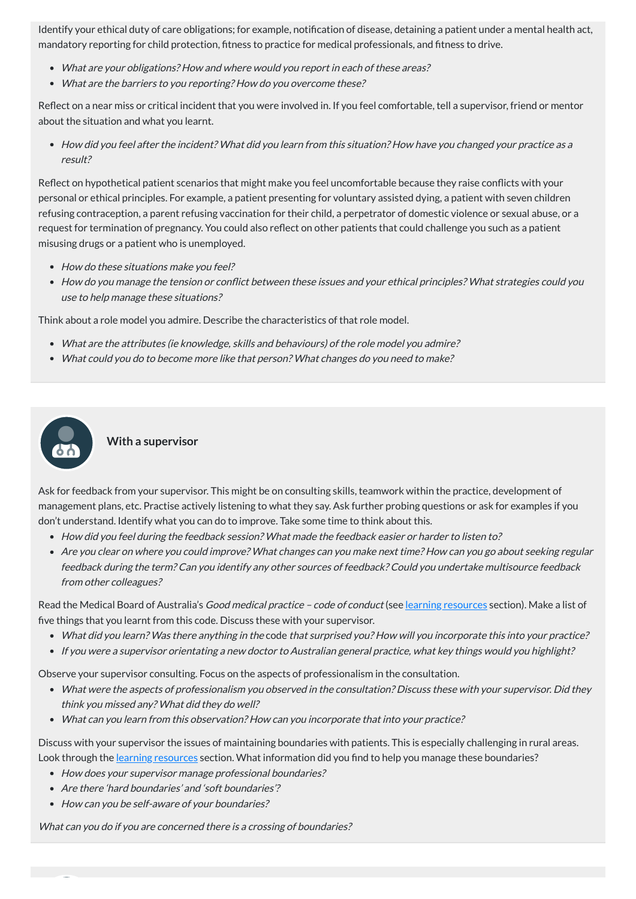Identify your ethical duty of care obligations; for example, notification of disease, detaining a patient under a mental health act, mandatory reporting for child protection, fitness to practice for medical professionals, and fitness to drive.

- *What are your obligations? How and where would you report in each of these areas?*
- *What are the barriers to you reporting? How do you overcome these?*

Reflect on a near miss or critical incident that you were involved in. If you feel comfortable, tell a supervisor, friend or mentor about the situation and what you learnt.

- *How did you feel after the incident? What did you learn from this situation? How have you changed your practice as a result?*

Reflect on hypothetical patient scenarios that might make you feel uncomfortable because they raise conflicts with your personal or ethical principles. For example, a patient presenting for voluntary assisted dying, a patient with seven children refusing contraception, a parent refusing vaccination for their child, a perpetrator of domestic violence or sexual abuse, or a request for termination of pregnancy. You could also reflect on other patients that could challenge you such as a patient misusing drugs or a patient who is unemployed.

- *How do these situations make you feel?*
- *How do you manage the tension or conflict between these issues and your ethical principles? What strategies could you use to help manage these situations?*

Think about a role model you admire. Describe the characteristics of that role model.

- *What are the attributes (ie knowledge, skills and behaviours) of the role model you admire?*
- *What could you do to become more like that person? What changes do you need to make?*

### With a supervisor

Ask for feedback from your supervisor. This might be on consulting skills, teamwork within the practice, development of management plans, etc. Practise actively listening to what they say. Ask further probing questions or ask for examples if you don't understand. Identify what you can do to improve. Take some time to think about this.

- *How did you feel during the feedback session? What made the feedback easier or harder to listen to?*
- *Are you clear on where you could improve? What changes can you make next time? How can you go about seeking regular feedback during the term? Can you identify any other sources of feedback? Could you undertake multisource feedback from other colleagues?*

Read the Medical Board of Australia's *Good medical practice – code of conduct* (see learning resources section). Make a list of five things that you learnt from this code. Discuss these with your supervisor.

- *What did you learn? Was there anything in the* code *that surprised you? How will you incorporate this into your practice?*
- *If you were a supervisor orientating a new doctor to Australian general practice, what key things would you highlight?*

Observe your supervisor consulting. Focus on the aspects of professionalism in the consultation.

- *What were the aspects of professionalism you observed in the consultation? Discuss these with your supervisor. Did they think you missed any? What did they do well?*
- *What can you learn from this observation? How can you incorporate that into your practice?*

Discuss with your supervisor the issues of maintaining boundaries with patients. This is especially challenging in rural areas. Look through the learning resources section. What information did you find to help you manage these boundaries?

- *How does your supervisor manage professional boundaries?*
- *Are there 'hard boundaries' and 'soft boundaries'?*
- *How can you be self-aware of your boundaries?*

*What can you do if you are concerned there is a crossing of boundaries?*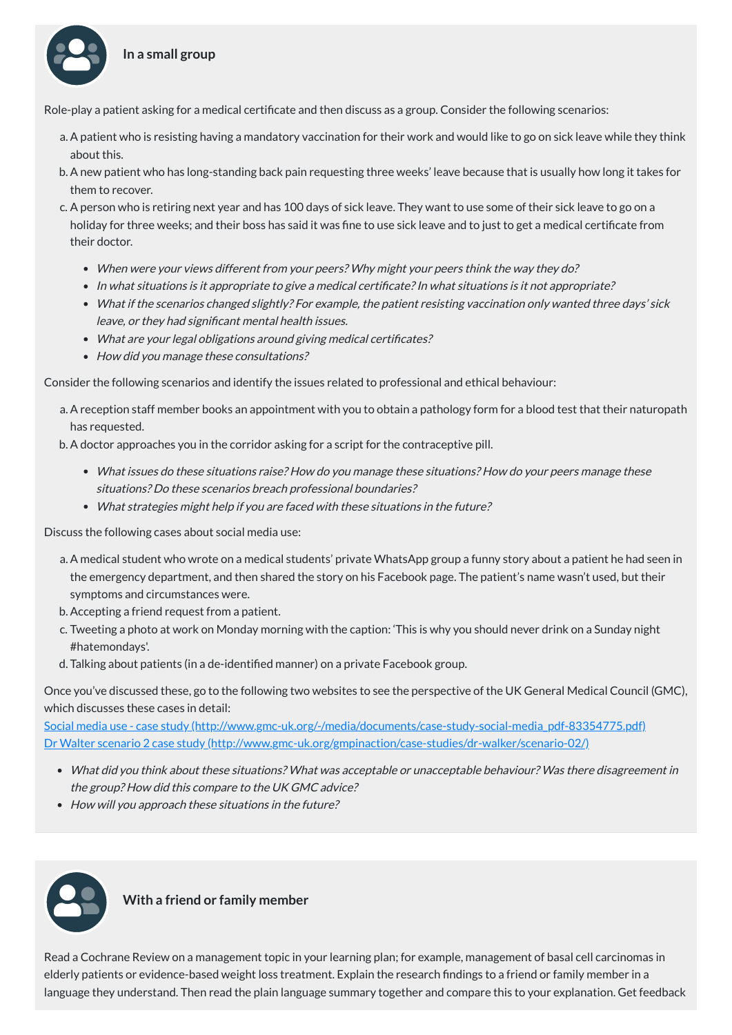### In a small group

Role-play a patient asking for a medical certificate and then discuss as a group. Consider the following scenarios:

a. A patient who is resisting having a mandatory vaccination for their work and would like to go on sick leave while they think about this.
b. A new patient who has long-standing back pain requesting three weeks' leave because that is usually how long it takes for them to recover.
c. A person who is retiring next year and has 100 days of sick leave. They want to use some of their sick leave to go on a holiday for three weeks; and their boss has said it was fine to use sick leave and to just to get a medical certificate from their doctor.

- *When were your views different from your peers? Why might your peers think the way they do?*
- *In what situations is it appropriate to give a medical certificate? In what situations is it not appropriate?*
- *What if the scenarios changed slightly? For example, the patient resisting vaccination only wanted three days' sick leave, or they had significant mental health issues.*
- *What are your legal obligations around giving medical certificates?*
- *How did you manage these consultations?*

Consider the following scenarios and identify the issues related to professional and ethical behaviour:

a. A reception staff member books an appointment with you to obtain a pathology form for a blood test that their naturopath has requested.
b. A doctor approaches you in the corridor asking for a script for the contraceptive pill.

- *What issues do these situations raise? How do you manage these situations? How do your peers manage these situations? Do these scenarios breach professional boundaries?*
- *What strategies might help if you are faced with these situations in the future?*

Discuss the following cases about social media use:

a. A medical student who wrote on a medical students' private WhatsApp group a funny story about a patient he had seen in the emergency department, and then shared the story on his Facebook page. The patient's name wasn't used, but their symptoms and circumstances were.
b. Accepting a friend request from a patient.
c. Tweeting a photo at work on Monday morning with the caption: 'This is why you should never drink on a Sunday night #hatemondays'.
d. Talking about patients (in a de-identified manner) on a private Facebook group.

Once you've discussed these, go to the following two websites to see the perspective of the UK General Medical Council (GMC), which discusses these cases in detail:
[Social media use - case study (http://www.gmc-uk.org/-/media/documents/case-study-social-media_pdf-83354775.pdf)](http://www.gmc-uk.org/-/media/documents/case-study-social-media_pdf-83354775.pdf)
[Dr Walter scenario 2 case study (http://www.gmc-uk.org/gmpinaction/case-studies/dr-walker/scenario-02/)](http://www.gmc-uk.org/gmpinaction/case-studies/dr-walker/scenario-02/)

- *What did you think about these situations? What was acceptable or unacceptable behaviour? Was there disagreement in the group? How did this compare to the UK GMC advice?*
- *How will you approach these situations in the future?*

### With a friend or family member

Read a Cochrane Review on a management topic in your learning plan; for example, management of basal cell carcinomas in elderly patients or evidence-based weight loss treatment. Explain the research findings to a friend or family member in a language they understand. Then read the plain language summary together and compare this to your explanation. Get feedback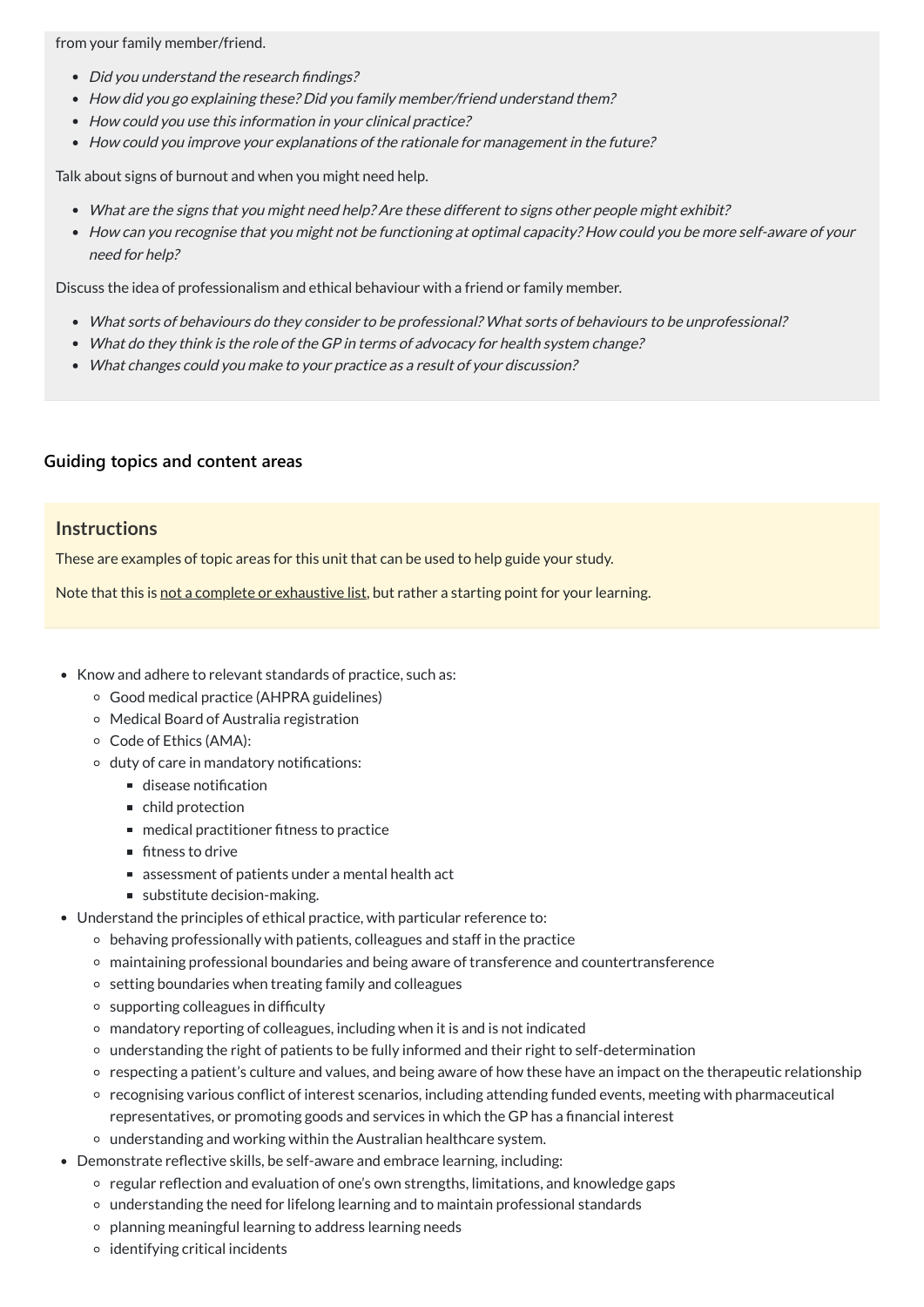from your family member/friend.

- *Did you understand the research findings?*
- *How did you go explaining these? Did you family member/friend understand them?*
- *How could you use this information in your clinical practice?*
- *How could you improve your explanations of the rationale for management in the future?*

Talk about signs of burnout and when you might need help.

- *What are the signs that you might need help? Are these different to signs other people might exhibit?*
- *How can you recognise that you might not be functioning at optimal capacity? How could you be more self-aware of your need for help?*

Discuss the idea of professionalism and ethical behaviour with a friend or family member.

- *What sorts of behaviours do they consider to be professional? What sorts of behaviours to be unprofessional?*
- *What do they think is the role of the GP in terms of advocacy for health system change?*
- *What changes could you make to your practice as a result of your discussion?*

### Guiding topics and content areas

## Instructions

These are examples of topic areas for this unit that can be used to help guide your study.

Note that this is not a complete or exhaustive list, but rather a starting point for your learning.

- Know and adhere to relevant standards of practice, such as:
  - Good medical practice (AHPRA guidelines)
  - Medical Board of Australia registration
  - Code of Ethics (AMA):
  - duty of care in mandatory notifications:
    - disease notification
    - child protection
    - medical practitioner fitness to practice
    - fitness to drive
    - assessment of patients under a mental health act
    - substitute decision-making.
- Understand the principles of ethical practice, with particular reference to:
  - behaving professionally with patients, colleagues and staff in the practice
  - maintaining professional boundaries and being aware of transference and countertransference
  - setting boundaries when treating family and colleagues
  - supporting colleagues in difficulty
  - mandatory reporting of colleagues, including when it is and is not indicated
  - understanding the right of patients to be fully informed and their right to self-determination
  - respecting a patient's culture and values, and being aware of how these have an impact on the therapeutic relationship
  - recognising various conflict of interest scenarios, including attending funded events, meeting with pharmaceutical representatives, or promoting goods and services in which the GP has a financial interest
  - understanding and working within the Australian healthcare system.
- Demonstrate reflective skills, be self-aware and embrace learning, including:
  - regular reflection and evaluation of one's own strengths, limitations, and knowledge gaps
  - understanding the need for lifelong learning and to maintain professional standards
  - planning meaningful learning to address learning needs
  - identifying critical incidents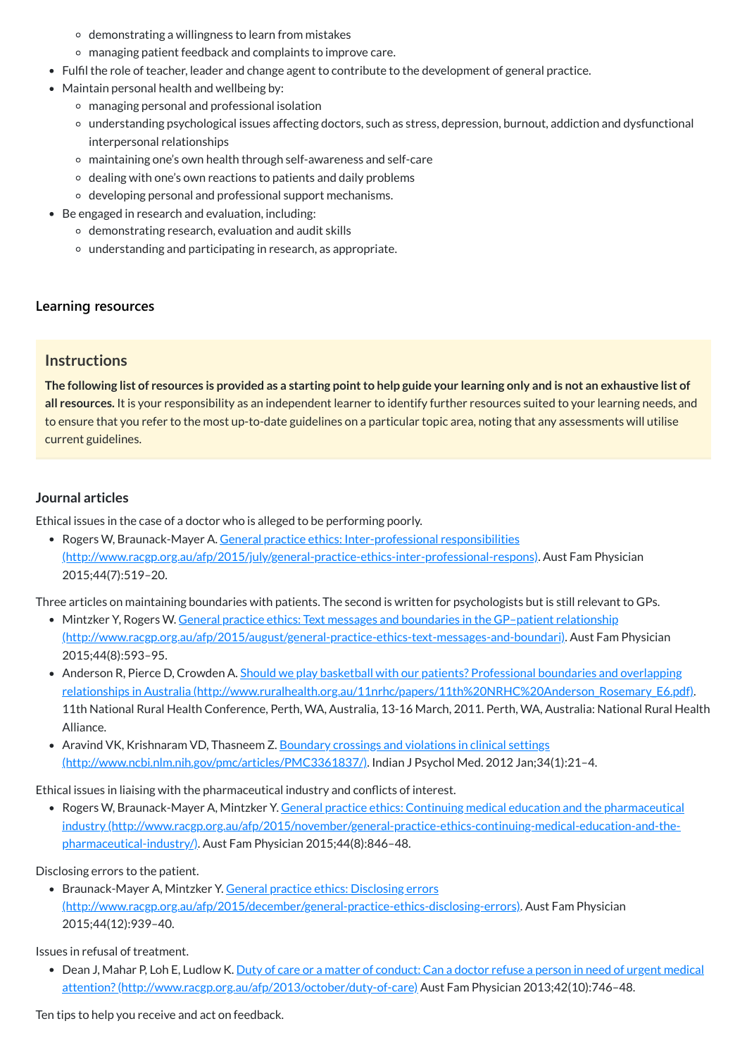- demonstrating a willingness to learn from mistakes
   - managing patient feedback and complaints to improve care.
- Fulfil the role of teacher, leader and change agent to contribute to the development of general practice.
- Maintain personal health and wellbeing by:
   - managing personal and professional isolation
   - understanding psychological issues affecting doctors, such as stress, depression, burnout, addiction and dysfunctional interpersonal relationships
   - maintaining one's own health through self-awareness and self-care
   - dealing with one's own reactions to patients and daily problems
   - developing personal and professional support mechanisms.
- Be engaged in research and evaluation, including:
   - demonstrating research, evaluation and audit skills
   - understanding and participating in research, as appropriate.

### Learning resources

#### Instructions

**The following list of resources is provided as a starting point to help guide your learning only and is not an exhaustive list of all resources.** It is your responsibility as an independent learner to identify further resources suited to your learning needs, and to ensure that you refer to the most up-to-date guidelines on a particular topic area, noting that any assessments will utilise current guidelines.

#### Journal articles

Ethical issues in the case of a doctor who is alleged to be performing poorly.

- Rogers W, Braunack-Mayer A. [General practice ethics: Inter-professional responsibilities (http://www.racgp.org.au/afp/2015/july/general-practice-ethics-inter-professional-respons)](http://www.racgp.org.au/afp/2015/july/general-practice-ethics-inter-professional-respons). Aust Fam Physician 2015;44(7):519–20.

Three articles on maintaining boundaries with patients. The second is written for psychologists but is still relevant to GPs.

- Mintzker Y, Rogers W. [General practice ethics: Text messages and boundaries in the GP–patient relationship (http://www.racgp.org.au/afp/2015/august/general-practice-ethics-text-messages-and-boundari)](http://www.racgp.org.au/afp/2015/august/general-practice-ethics-text-messages-and-boundari). Aust Fam Physician 2015;44(8):593–95.
- Anderson R, Pierce D, Crowden A. [Should we play basketball with our patients? Professional boundaries and overlapping relationships in Australia (http://www.ruralhealth.org.au/11nrhc/papers/11th%20NRHC%20Anderson_Rosemary_E6.pdf)](http://www.ruralhealth.org.au/11nrhc/papers/11th%20NRHC%20Anderson_Rosemary_E6.pdf). 11th National Rural Health Conference, Perth, WA, Australia, 13-16 March, 2011. Perth, WA, Australia: National Rural Health Alliance.
- Aravind VK, Krishnaram VD, Thasneem Z. [Boundary crossings and violations in clinical settings (http://www.ncbi.nlm.nih.gov/pmc/articles/PMC3361837/)](http://www.ncbi.nlm.nih.gov/pmc/articles/PMC3361837/). Indian J Psychol Med. 2012 Jan;34(1):21–4.

Ethical issues in liaising with the pharmaceutical industry and conflicts of interest.

- Rogers W, Braunack-Mayer A, Mintzker Y. [General practice ethics: Continuing medical education and the pharmaceutical industry (http://www.racgp.org.au/afp/2015/november/general-practice-ethics-continuing-medical-education-and-the-pharmaceutical-industry/)](http://www.racgp.org.au/afp/2015/november/general-practice-ethics-continuing-medical-education-and-the-pharmaceutical-industry/). Aust Fam Physician 2015;44(8):846–48.

Disclosing errors to the patient.

- Braunack-Mayer A, Mintzker Y. [General practice ethics: Disclosing errors (http://www.racgp.org.au/afp/2015/december/general-practice-ethics-disclosing-errors)](http://www.racgp.org.au/afp/2015/december/general-practice-ethics-disclosing-errors). Aust Fam Physician 2015;44(12):939–40.

Issues in refusal of treatment.

- Dean J, Mahar P, Loh E, Ludlow K. [Duty of care or a matter of conduct: Can a doctor refuse a person in need of urgent medical attention? (http://www.racgp.org.au/afp/2013/october/duty-of-care)](http://www.racgp.org.au/afp/2013/october/duty-of-care) Aust Fam Physician 2013;42(10):746–48.

Ten tips to help you receive and act on feedback.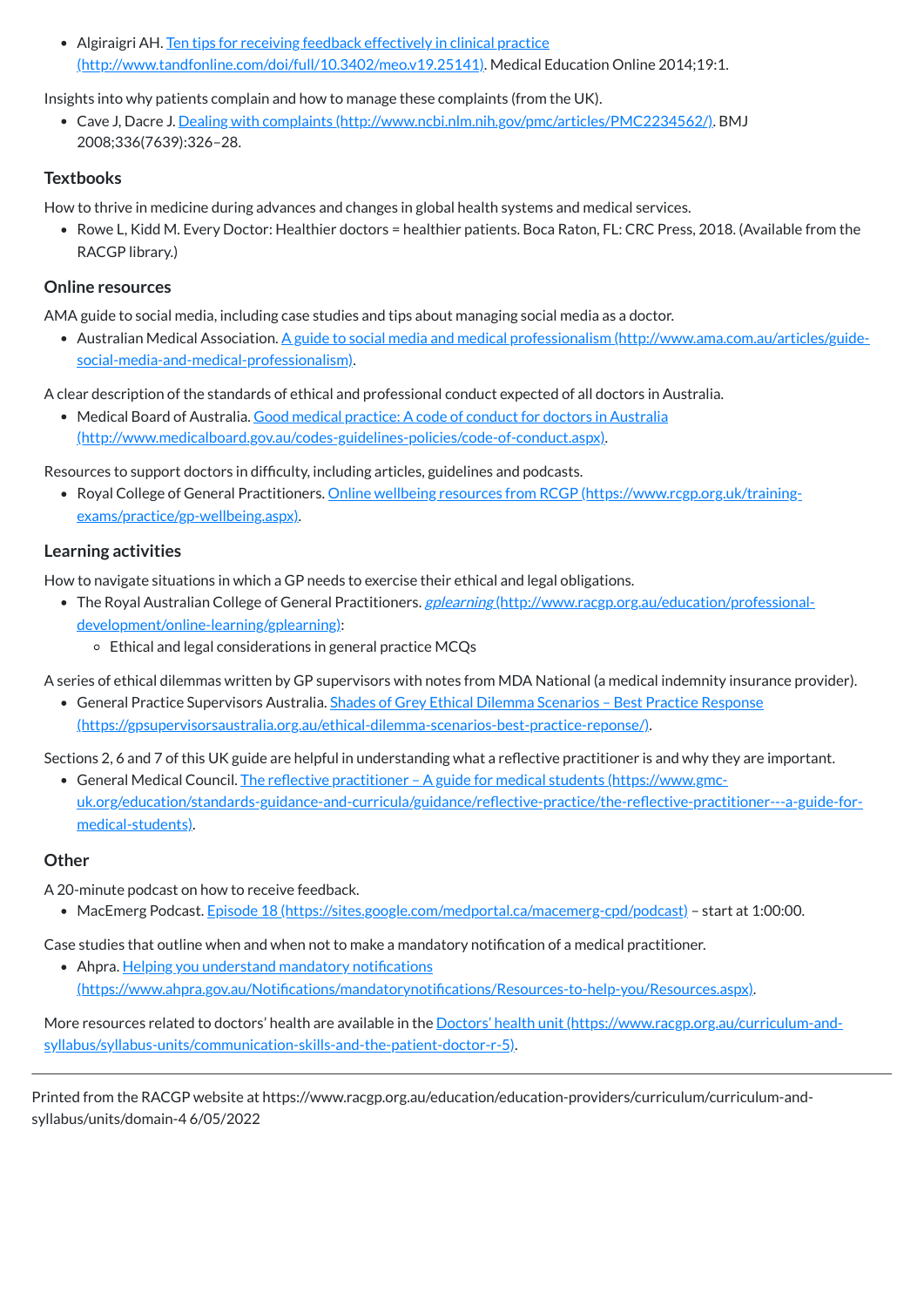- Algiraigri AH. [Ten tips for receiving feedback effectively in clinical practice (http://www.tandfonline.com/doi/full/10.3402/meo.v19.25141)](http://www.tandfonline.com/doi/full/10.3402/meo.v19.25141). Medical Education Online 2014;19:1.

Insights into why patients complain and how to manage these complaints (from the UK).

- Cave J, Dacre J. [Dealing with complaints (http://www.ncbi.nlm.nih.gov/pmc/articles/PMC2234562/)](http://www.ncbi.nlm.nih.gov/pmc/articles/PMC2234562/). BMJ 2008;336(7639):326–28.

### Textbooks

How to thrive in medicine during advances and changes in global health systems and medical services.

- Rowe L, Kidd M. Every Doctor: Healthier doctors = healthier patients. Boca Raton, FL: CRC Press, 2018. (Available from the RACGP library.)

### Online resources

AMA guide to social media, including case studies and tips about managing social media as a doctor.

- Australian Medical Association. [A guide to social media and medical professionalism (http://www.ama.com.au/articles/guide-social-media-and-medical-professionalism)](http://www.ama.com.au/articles/guide-social-media-and-medical-professionalism).

A clear description of the standards of ethical and professional conduct expected of all doctors in Australia.

- Medical Board of Australia. [Good medical practice: A code of conduct for doctors in Australia (http://www.medicalboard.gov.au/codes-guidelines-policies/code-of-conduct.aspx)](http://www.medicalboard.gov.au/codes-guidelines-policies/code-of-conduct.aspx).

Resources to support doctors in difficulty, including articles, guidelines and podcasts.

- Royal College of General Practitioners. [Online wellbeing resources from RCGP (https://www.rcgp.org.uk/training-exams/practice/gp-wellbeing.aspx)](https://www.rcgp.org.uk/training-exams/practice/gp-wellbeing.aspx).

### Learning activities

How to navigate situations in which a GP needs to exercise their ethical and legal obligations.

- The Royal Australian College of General Practitioners. [*gplearning* (http://www.racgp.org.au/education/professional-development/online-learning/gplearning)](http://www.racgp.org.au/education/professional-development/online-learning/gplearning):
  - Ethical and legal considerations in general practice MCQs

A series of ethical dilemmas written by GP supervisors with notes from MDA National (a medical indemnity insurance provider).

- General Practice Supervisors Australia. [Shades of Grey Ethical Dilemma Scenarios – Best Practice Response (https://gpsupervisorsaustralia.org.au/ethical-dilemma-scenarios-best-practice-reponse/)](https://gpsupervisorsaustralia.org.au/ethical-dilemma-scenarios-best-practice-reponse/).

Sections 2, 6 and 7 of this UK guide are helpful in understanding what a reflective practitioner is and why they are important.

- General Medical Council. [The reflective practitioner – A guide for medical students (https://www.gmc-uk.org/education/standards-guidance-and-curricula/guidance/reflective-practice/the-reflective-practitioner---a-guide-for-medical-students)](https://www.gmc-uk.org/education/standards-guidance-and-curricula/guidance/reflective-practice/the-reflective-practitioner---a-guide-for-medical-students).

### Other

A 20-minute podcast on how to receive feedback.

- MacEmerg Podcast. [Episode 18 (https://sites.google.com/medportal.ca/macemerg-cpd/podcast)](https://sites.google.com/medportal.ca/macemerg-cpd/podcast) – start at 1:00:00.

Case studies that outline when and when not to make a mandatory notification of a medical practitioner.

- Ahpra. [Helping you understand mandatory notifications (https://www.ahpra.gov.au/Notifications/mandatorynotifications/Resources-to-help-you/Resources.aspx)](https://www.ahpra.gov.au/Notifications/mandatorynotifications/Resources-to-help-you/Resources.aspx).

More resources related to doctors' health are available in the [Doctors' health unit (https://www.racgp.org.au/curriculum-and-syllabus/syllabus-units/communication-skills-and-the-patient-doctor-r-5)](https://www.racgp.org.au/curriculum-and-syllabus/syllabus-units/communication-skills-and-the-patient-doctor-r-5).

---

Printed from the RACGP website at https://www.racgp.org.au/education/education-providers/curriculum/curriculum-and-syllabus/units/domain-4 6/05/2022